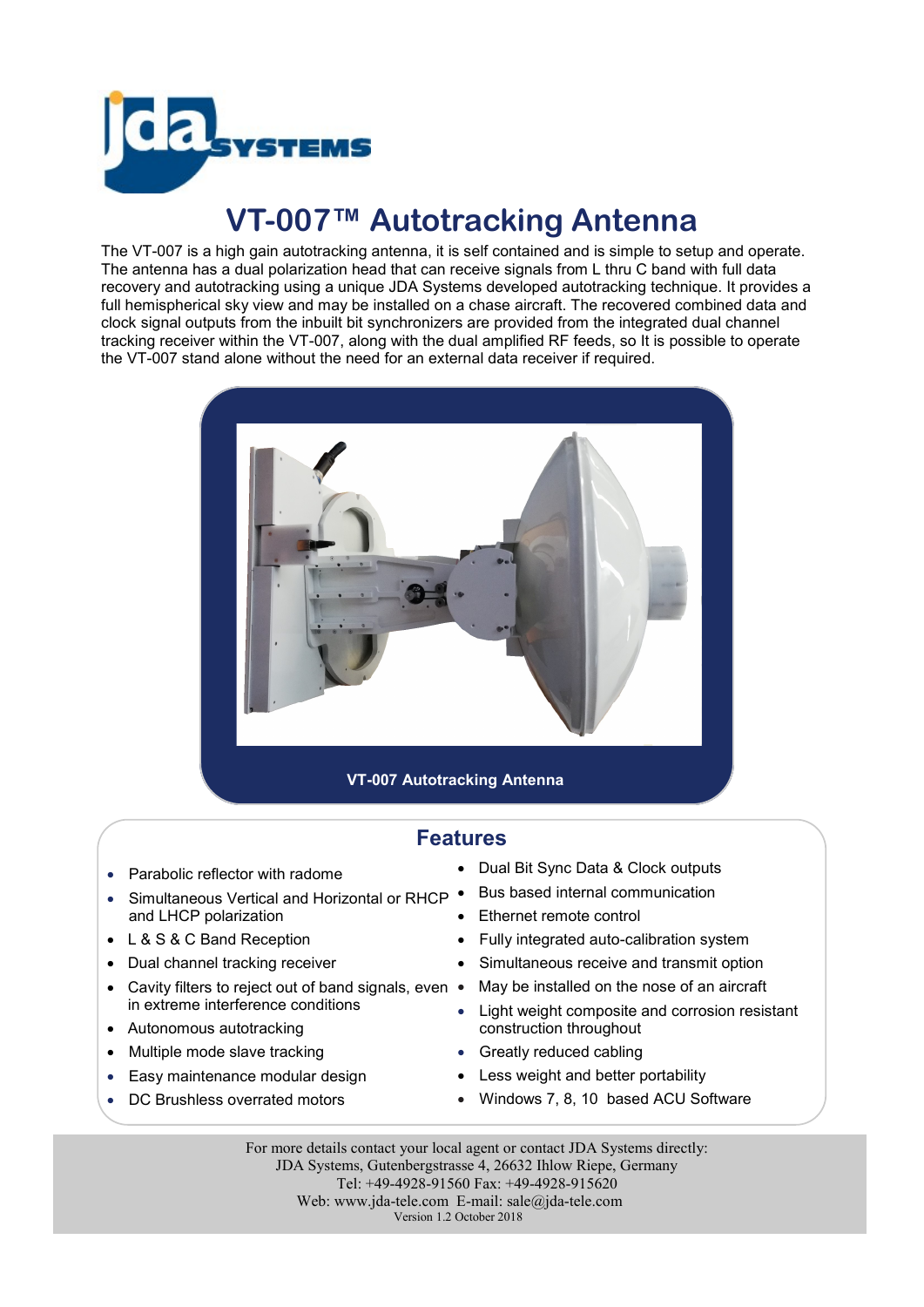# VT-007™ Autotracking Antenna

The VT-007 is a high gain autotracking antenna, it is self contained and is simple to setup and operate. The antenna has a dual polarization head that can receive signals from L thru C band with full data recovery and autotracking using a unique JDA Systems developed autotracking technique. It provides a full hemispherical sky view and may be installed on a chase aircraft. The recovered combined data and clock signal outputs from the inbuilt bit synchronizers are provided from the integrated dual channel tracking receiver within the VT-007, along with the dual amplified RF feeds, so It is possible to operate the VT-007 stand alone without the need for an external data receiver if required.

**VT-007 Autotracking Antenna**

## Features

- Parabolic reflector with radome
- Simultaneous Vertical and Horizontal or RHCP and LHCP polarization
- L & S & C Band Reception
- Dual channel tracking receiver
- Cavity filters to reject out of band signals, even in extreme interference conditions
- Autonomous autotracking
- Multiple mode slave tracking
- Easy maintenance modular design
- DC Brushless overrated motors
- Dual Bit Sync Data & Clock outputs
- Bus based internal communication
- Ethernet remote control
- Fully integrated auto-calibration system
- Simultaneous receive and transmit option
- May be installed on the nose of an aircraft
- Light weight composite and corrosion resistant construction throughout
- Greatly reduced cabling
- Less weight and better portability
- Windows 7, 8, 10 based ACU Software

For more details contact your local agent or contact JDA Systems directly:
JDA Systems, Gutenbergstrasse 4, 26632 Ihlow Riepe, Germany
Tel: +49-4928-91560 Fax: +49-4928-915620
Web: www.jda-tele.com E-mail: sale@jda-tele.com
Version 1.2 October 2018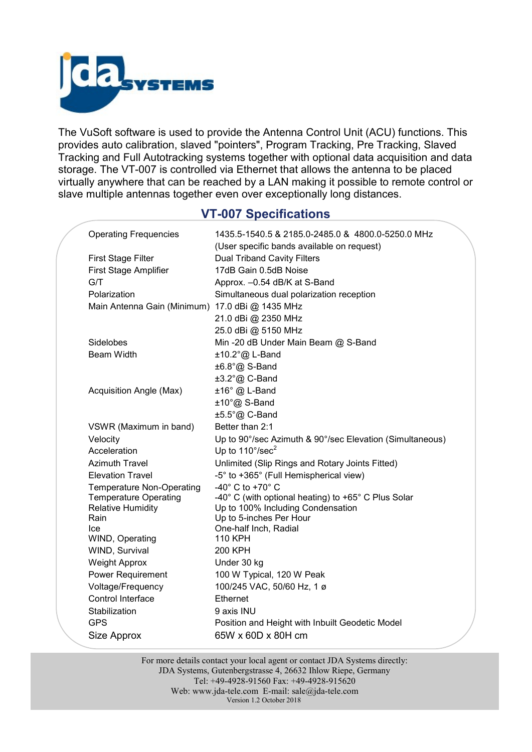The VuSoft software is used to provide the Antenna Control Unit (ACU) functions. This provides auto calibration, slaved "pointers", Program Tracking, Pre Tracking, Slaved Tracking and Full Autotracking systems together with optional data acquisition and data storage. The VT-007 is controlled via Ethernet that allows the antenna to be placed virtually anywhere that can be reached by a LAN making it possible to remote control or slave multiple antennas together even over exceptionally long distances.

## VT-007 Specifications

| | |
|---|---|
| Operating Frequencies | 1435.5-1540.5 & 2185.0-2485.0 & 4800.0-5250.0 MHz<br>(User specific bands available on request) |
| First Stage Filter | Dual Triband Cavity Filters |
| First Stage Amplifier | 17dB Gain 0.5dB Noise |
| G/T | Approx. –0.54 dB/K at S-Band |
| Polarization | Simultaneous dual polarization reception |
| Main Antenna Gain (Minimum) | 17.0 dBi @ 1435 MHz<br>21.0 dBi @ 2350 MHz<br>25.0 dBi @ 5150 MHz |
| Sidelobes | Min -20 dB Under Main Beam @ S-Band |
| Beam Width | ±10.2°@ L-Band<br>±6.8°@ S-Band<br>±3.2°@ C-Band |
| Acquisition Angle (Max) | ±16° @ L-Band<br>±10°@ S-Band<br>±5.5°@ C-Band |
| VSWR (Maximum in band) | Better than 2:1 |
| Velocity | Up to 90°/sec Azimuth & 90°/sec Elevation (Simultaneous) |
| Acceleration | Up to 110°/sec$^2$ |
| Azimuth Travel | Unlimited (Slip Rings and Rotary Joints Fitted) |
| Elevation Travel | -5° to +365° (Full Hemispherical view) |
| Temperature Non-Operating | -40° C to +70° C |
| Temperature Operating | -40° C (with optional heating) to +65° C Plus Solar |
| Relative Humidity | Up to 100% Including Condensation |
| Rain | Up to 5-inches Per Hour |
| Ice | One-half Inch, Radial |
| WIND, Operating | 110 KPH |
| WIND, Survival | 200 KPH |
| Weight Approx | Under 30 kg |
| Power Requirement | 100 W Typical, 120 W Peak |
| Voltage/Frequency | 100/245 VAC, 50/60 Hz, 1 ø |
| Control Interface | Ethernet |
| Stabilization | 9 axis INU |
| GPS | Position and Height with Inbuilt Geodetic Model |
| Size Approx | 65W x 60D x 80H cm |

For more details contact your local agent or contact JDA Systems directly:
JDA Systems, Gutenbergstrasse 4, 26632 Ihlow Riepe, Germany
Tel: +49-4928-91560 Fax: +49-4928-915620
Web: www.jda-tele.com E-mail: sale@jda-tele.com
Version 1.2 October 2018